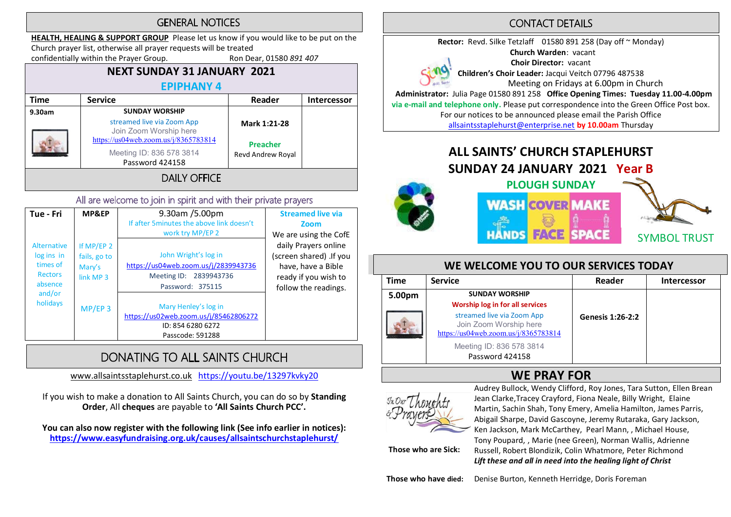## GENERAL NOTICES

**HEALTH, HEALING & SUPPORT GROUP** Please let us know if you would like to be put on the Church prayer list, otherwise all prayer requests will be treated confidentially within the Prayer Group. Ron Dear, 01580 *891 407*

## NEXT SUNDAY 31 JANUARY 2021

### EPIPHANY 4

| Time | Service | Reader | Intercessor |
|---|---|---|---|
| 9.30am | SUNDAY WORSHIP<br>streamed live via Zoom App<br>Join Zoom Worship here<br>https://us04web.zoom.us/j/8365783814<br>Meeting ID: 836 578 3814<br>Password 424158 | Mark 1:21-28<br>**Preacher**<br>Revd Andrew Royal | |

## DAILY OFFICE

All are welcome to join in spirit and with their private prayers

| Tue - Fri | MP&EP | 9.30am /5.00pm<br>If after 5minutes the above link doesn't work try MP/EP 2 | Streamed live via Zoom<br>We are using the CofE daily Prayers online (screen shared) .If you have, have a Bible ready if you wish to follow the readings. |
|---|---|---|---|
| Alternative log ins in times of Rectors absence and/or holidays | If MP/EP 2 fails, go to Mary's link MP 3 | John Wright's log in<br>https://us04web.zoom.us/j/2839943736<br>Meeting ID: 2839943736<br>Password: 375115 | |
| | MP/EP 3 | Mary Henley's log in<br>https://us02web.zoom.us/j/85462806272<br>ID: 854 6280 6272<br>Passcode: 591288 | |

## DONATING TO ALL SAINTS CHURCH

www.allsaintsstaplehurst.co.uk https://youtu.be/13297kvky20

If you wish to make a donation to All Saints Church, you can do so by **Standing Order**, All **cheques** are payable to **'All Saints Church PCC'.**

**You can also now register with the following link (See info earlier in notices):**
**https://www.easyfundraising.org.uk/causes/allsaintschurchstaplehurst/**

## CONTACT DETAILS

**Rector:** Revd. Silke Tetzlaff 01580 891 258 (Day off ~ Monday)
**Church Warden**: vacant
**Choir Director:** vacant
**Children's Choir Leader:** Jacqui Veitch 07796 487538
Meeting on Fridays at 6.00pm in Church
**Administrator:** Julia Page 01580 891 258 **Office Opening Times: Tuesday 11.00-4.00pm via e-mail and telephone only.** Please put correspondence into the Green Office Post box.
For our notices to be announced please email the Parish Office
allsaintsstaplehurst@enterprise.net **by 10.00am** Thursday

# ALL SAINTS' CHURCH STAPLEHURST

## SUNDAY 24 JANUARY 2021 Year B

### PLOUGH SUNDAY

WASH HANDS COVER FACE MAKE SPACE

SYMBOL TRUST

## WE WELCOME YOU TO OUR SERVICES TODAY

| Time | Service | Reader | Intercessor |
|---|---|---|---|
| 5.00pm | SUNDAY WORSHIP<br>Worship log in for all services<br>streamed live via Zoom App<br>Join Zoom Worship here<br>https://us04web.zoom.us/j/8365783814<br>Meeting ID: 836 578 3814<br>Password 424158 | Genesis 1:26-2:2 | |

## WE PRAY FOR

**Those who are Sick:** Audrey Bullock, Wendy Clifford, Roy Jones, Tara Sutton, Ellen Brean Jean Clarke,Tracey Crayford, Fiona Neale, Billy Wright, Elaine Martin, Sachin Shah, Tony Emery, Amelia Hamilton, James Parris, Abigail Sharpe, David Gascoyne, Jeremy Rutaraka, Gary Jackson, Ken Jackson, Mark McCarthey, Pearl Mann, , Michael House, Tony Poupard, , Marie (nee Green), Norman Wallis, Adrienne Russell, Robert Blondizik, Colin Whatmore, Peter Richmond

***Lift these and all in need into the healing light of Christ***

**Those who have died:** Denise Burton, Kenneth Herridge, Doris Foreman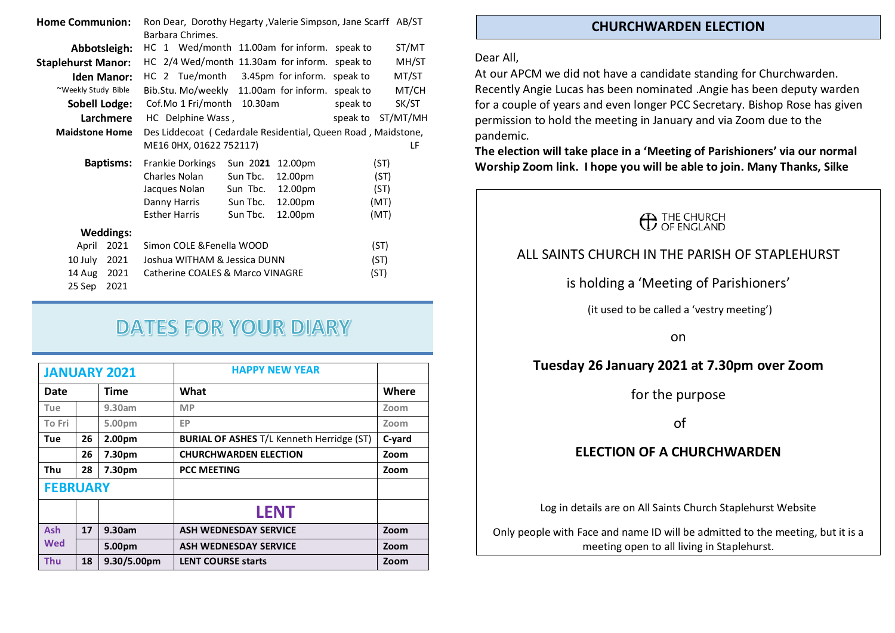| | | |
|---|---|---|
| **Home Communion:** | Ron Dear, Dorothy Hegarty ,Valerie Simpson, Jane Scarff Barbara Chrimes. | AB/ST |
| **Abbotsleigh:** | HC 1 Wed/month 11.00am for inform. speak to | ST/MT |
| **Staplehurst Manor:** | HC 2/4 Wed/month 11.30am for inform. speak to | MH/ST |
| **Iden Manor:** | HC 2 Tue/month 3.45pm for inform. speak to | MT/ST |
| ~Weekly Study Bible | Bib.Stu. Mo/weekly 11.00am for inform. speak to | MT/CH |
| **Sobell Lodge:** | Cof.Mo 1 Fri/month 10.30am speak to | SK/ST |
| **Larchmere** | HC Delphine Wass , speak to | ST/MT/MH |
| **Maidstone Home** | Des Liddecoat ( Cedardale Residential, Queen Road , Maidstone, ME16 0HX, 01622 752117) | LF |

**Baptisms:**

| | | | |
|---|---|---|---|
| Frankie Dorkings | Sun 20**21** | 12.00pm | (ST) |
| Charles Nolan | Sun Tbc. | 12.00pm | (ST) |
| Jacques Nolan | Sun Tbc. | 12.00pm | (ST) |
| Danny Harris | Sun Tbc. | 12.00pm | (MT) |
| Esther Harris | Sun Tbc. | 12.00pm | (MT) |

**Weddings:**

| | | |
|---|---|---|
| April 2021 | Simon COLE &Fenella WOOD | (ST) |
| 10 July 2021 | Joshua WITHAM & Jessica DUNN | (ST) |
| 14 Aug 2021 | Catherine COALES & Marco VINAGRE | (ST) |
| 25 Sep 2021 | | |

# DATES FOR YOUR DIARY

| **JANUARY 2021** | | | **HAPPY NEW YEAR** | |
|---|---|---|---|---|
| **Date** | | **Time** | **What** | **Where** |
| Tue | | 9.30am | MP | Zoom |
| To Fri | | 5.00pm | EP | Zoom |
| **Tue** | **26** | **2.00pm** | **BURIAL OF ASHES** T/L Kenneth Herridge (ST) | **C-yard** |
| | **26** | **7.30pm** | **CHURCHWARDEN ELECTION** | **Zoom** |
| **Thu** | **28** | **7.30pm** | **PCC MEETING** | **Zoom** |
| **FEBRUARY** | | | | |
| | | | **LENT** | |
| **Ash Wed** | **17** | **9.30am** | **ASH WEDNESDAY SERVICE** | **Zoom** |
| | | **5.00pm** | **ASH WEDNESDAY SERVICE** | **Zoom** |
| **Thu** | **18** | **9.30/5.00pm** | **LENT COURSE starts** | **Zoom** |

## CHURCHWARDEN ELECTION

Dear All,

At our APCM we did not have a candidate standing for Churchwarden. Recently Angie Lucas has been nominated .Angie has been deputy warden for a couple of years and even longer PCC Secretary. Bishop Rose has given permission to hold the meeting in January and via Zoom due to the pandemic.

**The election will take place in a 'Meeting of Parishioners' via our normal Worship Zoom link. I hope you will be able to join. Many Thanks, Silke**

THE CHURCH OF ENGLAND

ALL SAINTS CHURCH IN THE PARISH OF STAPLEHURST

is holding a 'Meeting of Parishioners'

(it used to be called a 'vestry meeting')

on

**Tuesday 26 January 2021 at 7.30pm over Zoom**

for the purpose

of

**ELECTION OF A CHURCHWARDEN**

Log in details are on All Saints Church Staplehurst Website

Only people with Face and name ID will be admitted to the meeting, but it is a meeting open to all living in Staplehurst.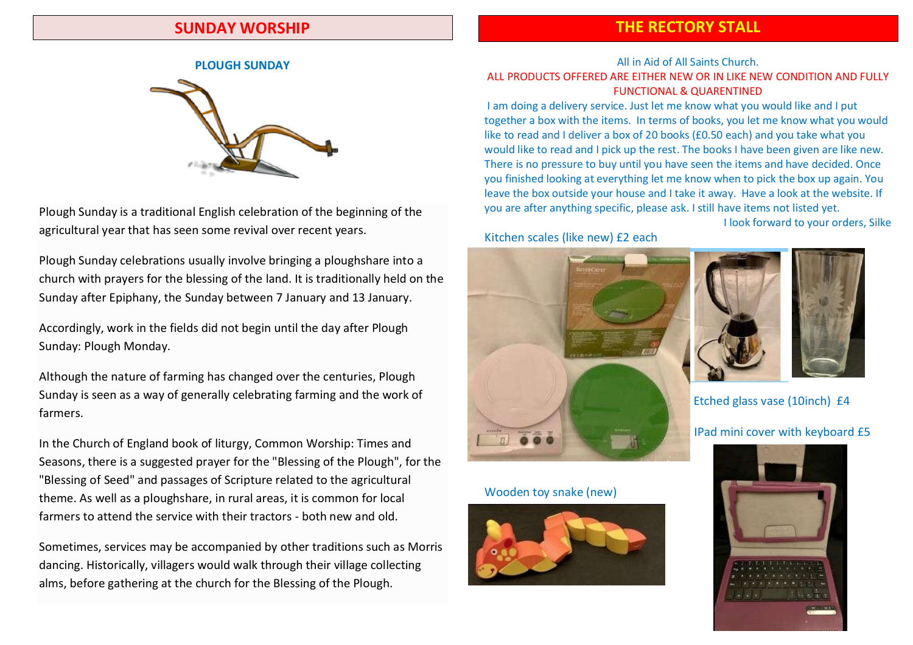## SUNDAY WORSHIP

### PLOUGH SUNDAY

Plough Sunday is a traditional English celebration of the beginning of the agricultural year that has seen some revival over recent years.

Plough Sunday celebrations usually involve bringing a ploughshare into a church with prayers for the blessing of the land. It is traditionally held on the Sunday after Epiphany, the Sunday between 7 January and 13 January.

Accordingly, work in the fields did not begin until the day after Plough Sunday: Plough Monday.

Although the nature of farming has changed over the centuries, Plough Sunday is seen as a way of generally celebrating farming and the work of farmers.

In the Church of England book of liturgy, Common Worship: Times and Seasons, there is a suggested prayer for the "Blessing of the Plough", for the "Blessing of Seed" and passages of Scripture related to the agricultural theme. As well as a ploughshare, in rural areas, it is common for local farmers to attend the service with their tractors - both new and old.

Sometimes, services may be accompanied by other traditions such as Morris dancing. Historically, villagers would walk through their village collecting alms, before gathering at the church for the Blessing of the Plough.

## THE RECTORY STALL

All in Aid of All Saints Church.

ALL PRODUCTS OFFERED ARE EITHER NEW OR IN LIKE NEW CONDITION AND FULLY FUNCTIONAL & QUARENTINED

I am doing a delivery service. Just let me know what you would like and I put together a box with the items. In terms of books, you let me know what you would like to read and I deliver a box of 20 books (£0.50 each) and you take what you would like to read and I pick up the rest. The books I have been given are like new. There is no pressure to buy until you have seen the items and have decided. Once you finished looking at everything let me know when to pick the box up again. You leave the box outside your house and I take it away. Have a look at the website. If you are after anything specific, please ask. I still have items not listed yet.

I look forward to your orders, Silke

Kitchen scales (like new) £2 each

Etched glass vase (10inch) £4

IPad mini cover with keyboard £5

Wooden toy snake (new)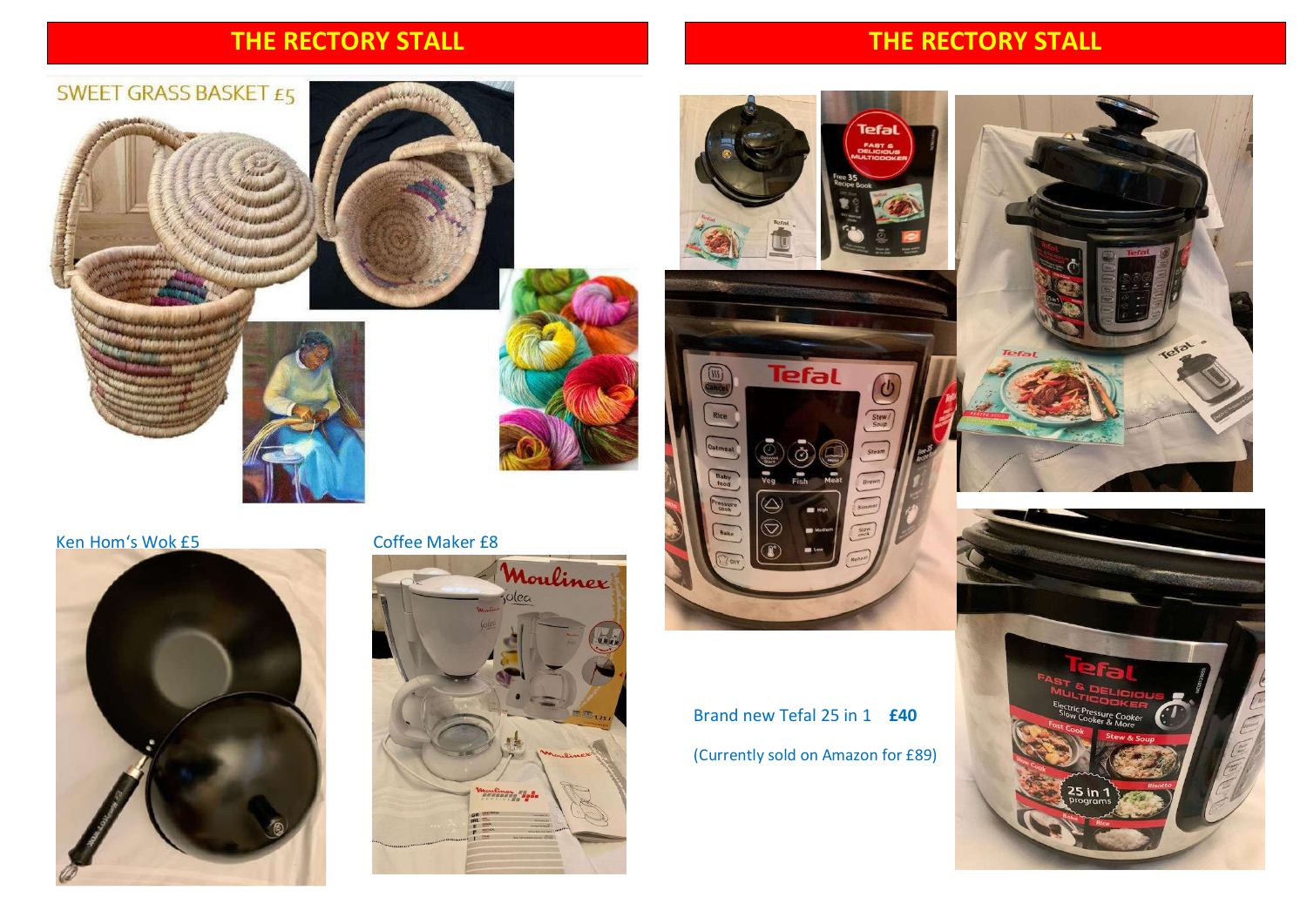# THE RECTORY STALL

SWEET GRASS BASKET £5

Ken Hom's Wok £5

Coffee Maker £8

# THE RECTORY STALL

Brand new Tefal 25 in 1 **£40**

(Currently sold on Amazon for £89)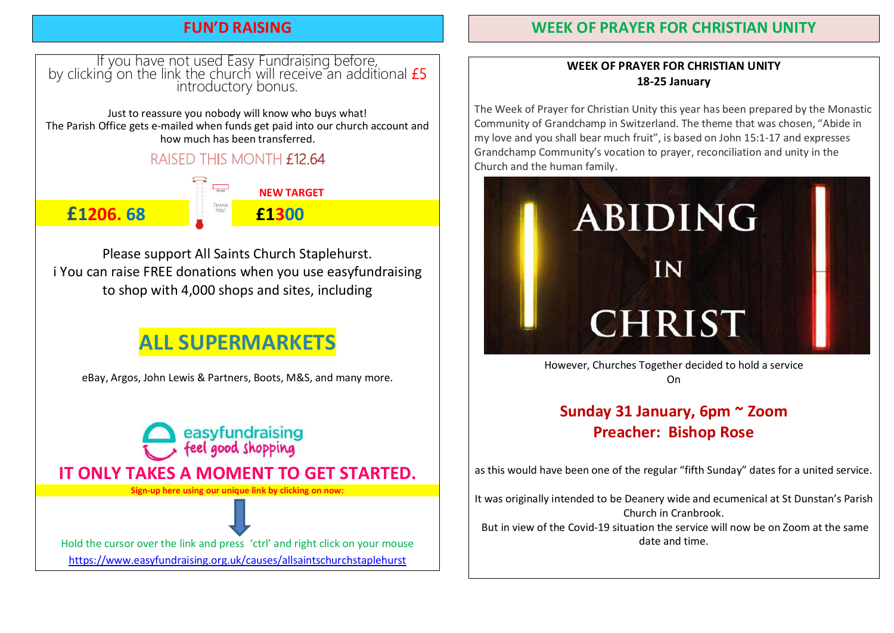## FUN'D RAISING

If you have not used Easy Fundraising before, by clicking on the link the church will receive an additional £5 introductory bonus.

Just to reassure you nobody will know who buys what!
The Parish Office gets e-mailed when funds get paid into our church account and how much has been transferred.

RAISED THIS MONTH £12.64

**£1206. 68**

THANK YOU!

**NEW TARGET**

**£1300**

Please support All Saints Church Staplehurst.
i You can raise FREE donations when you use easyfundraising to shop with 4,000 shops and sites, including

**ALL SUPERMARKETS**

eBay, Argos, John Lewis & Partners, Boots, M&S, and many more.

easyfundraising
feel good shopping

**IT ONLY TAKES A MOMENT TO GET STARTED.**

**Sign-up here using our unique link by clicking on now:**

Hold the cursor over the link and press 'ctrl' and right click on your mouse
https://www.easyfundraising.org.uk/causes/allsaintschurchstaplehurst

## WEEK OF PRAYER FOR CHRISTIAN UNITY

**WEEK OF PRAYER FOR CHRISTIAN UNITY**
**18-25 January**

The Week of Prayer for Christian Unity this year has been prepared by the Monastic Community of Grandchamp in Switzerland. The theme that was chosen, "Abide in my love and you shall bear much fruit", is based on John 15:1-17 and expresses Grandchamp Community's vocation to prayer, reconciliation and unity in the Church and the human family.

ABIDING IN CHRIST

However, Churches Together decided to hold a service
On

**Sunday 31 January, 6pm ~ Zoom**
**Preacher: Bishop Rose**

as this would have been one of the regular "fifth Sunday" dates for a united service.

It was originally intended to be Deanery wide and ecumenical at St Dunstan's Parish Church in Cranbrook.
But in view of the Covid-19 situation the service will now be on Zoom at the same date and time.